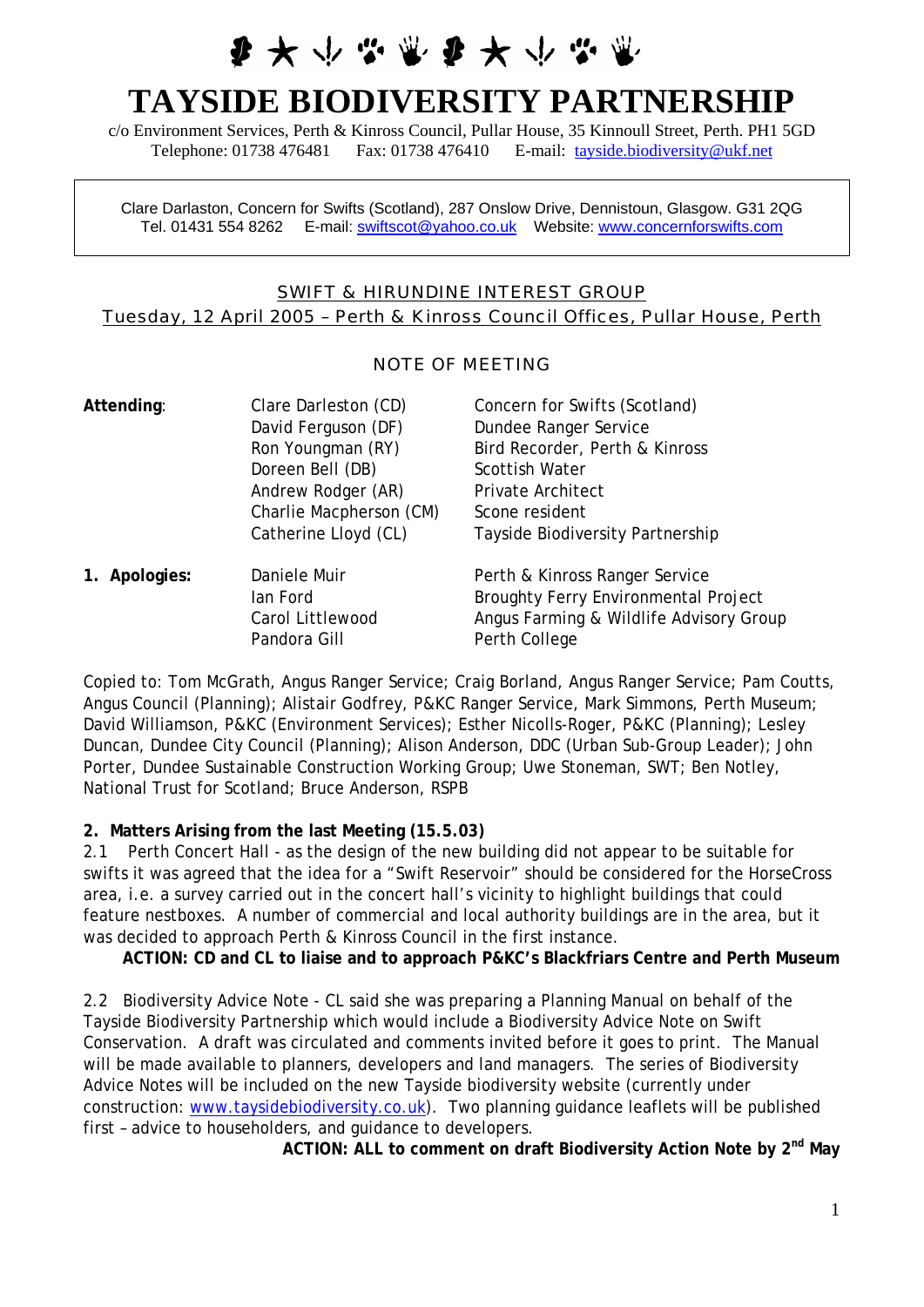# TAYSIDE BIODIVERSITY PARTNERSHIP

c/o Environment Services, Perth & Kinross Council, Pullar House, 35 Kinnoull Street, Perth. PH1 5GD
Telephone: 01738 476481 Fax: 01738 476410 E-mail: tayside.biodiversity@ukf.net

Clare Darlaston, Concern for Swifts (Scotland), 287 Onslow Drive, Dennistoun, Glasgow. G31 2QG
Tel. 01431 554 8262 E-mail: swiftscot@yahoo.co.uk Website: www.concernforswifts.com

## SWIFT & HIRUNDINE INTEREST GROUP

## Tuesday, 12 April 2005 – Perth & Kinross Council Offices, Pullar House, Perth

### NOTE OF MEETING

| | | |
|---|---|---|
| **Attending**: | Clare Darleston (CD) | Concern for Swifts (Scotland) |
| | David Ferguson (DF) | Dundee Ranger Service |
| | Ron Youngman (RY) | Bird Recorder, Perth & Kinross |
| | Doreen Bell (DB) | Scottish Water |
| | Andrew Rodger (AR) | Private Architect |
| | Charlie Macpherson (CM) | Scone resident |
| | Catherine Lloyd (CL) | Tayside Biodiversity Partnership |
| **1. Apologies:** | Daniele Muir | Perth & Kinross Ranger Service |
| | Ian Ford | Broughty Ferry Environmental Project |
| | Carol Littlewood | Angus Farming & Wildlife Advisory Group |
| | Pandora Gill | Perth College |

Copied to: Tom McGrath, Angus Ranger Service; Craig Borland, Angus Ranger Service; Pam Coutts, Angus Council (Planning); Alistair Godfrey, P&KC Ranger Service, Mark Simmons, Perth Museum; David Williamson, P&KC (Environment Services); Esther Nicolls-Roger, P&KC (Planning); Lesley Duncan, Dundee City Council (Planning); Alison Anderson, DDC (Urban Sub-Group Leader); John Porter, Dundee Sustainable Construction Working Group; Uwe Stoneman, SWT; Ben Notley, National Trust for Scotland; Bruce Anderson, RSPB

**2. Matters Arising from the last Meeting (15.5.03)**

2.1 Perth Concert Hall - as the design of the new building did not appear to be suitable for swifts it was agreed that the idea for a "Swift Reservoir" should be considered for the HorseCross area, i.e. a survey carried out in the concert hall's vicinity to highlight buildings that could feature nestboxes. A number of commercial and local authority buildings are in the area, but it was decided to approach Perth & Kinross Council in the first instance.

**ACTION: CD and CL to liaise and to approach P&KC's Blackfriars Centre and Perth Museum**

2.2 Biodiversity Advice Note - CL said she was preparing a Planning Manual on behalf of the Tayside Biodiversity Partnership which would include a Biodiversity Advice Note on Swift Conservation. A draft was circulated and comments invited before it goes to print. The Manual will be made available to planners, developers and land managers. The series of Biodiversity Advice Notes will be included on the new Tayside biodiversity website (currently under construction: www.taysidebiodiversity.co.uk). Two planning guidance leaflets will be published first – advice to householders, and guidance to developers.

**ACTION: ALL to comment on draft Biodiversity Action Note by 2nd May**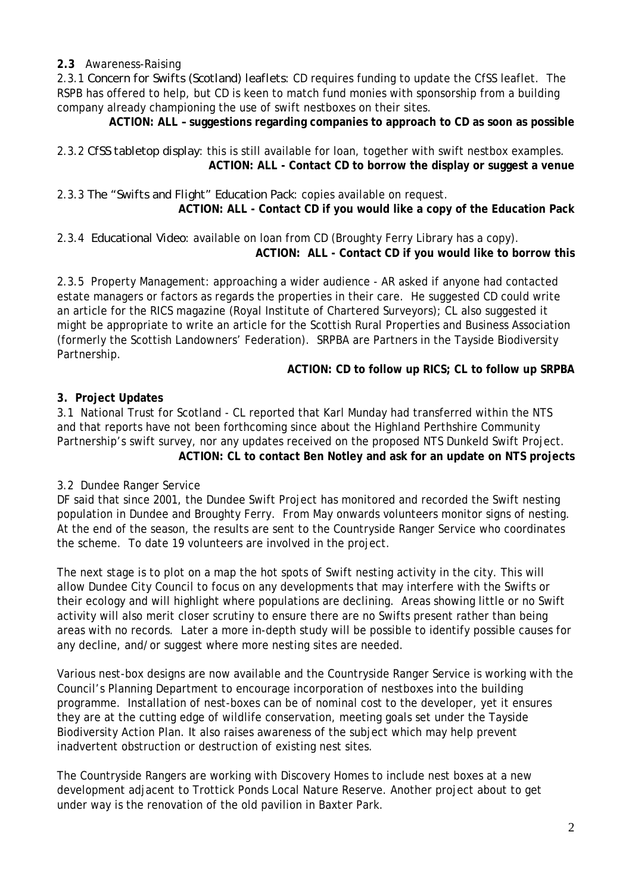**2.3** Awareness-Raising

2.3.1 Concern for Swifts (Scotland) leaflets: CD requires funding to update the CfSS leaflet. The RSPB has offered to help, but CD is keen to match fund monies with sponsorship from a building company already championing the use of swift nestboxes on their sites.

**ACTION: ALL – suggestions regarding companies to approach to CD as soon as possible**

2.3.2 CfSS tabletop display: this is still available for loan, together with swift nestbox examples.

**ACTION: ALL - Contact CD to borrow the display or suggest a venue**

2.3.3 The "Swifts and Flight" Education Pack: copies available on request.

**ACTION: ALL - Contact CD if you would like a copy of the Education Pack**

2.3.4 Educational Video: available on loan from CD (Broughty Ferry Library has a copy).

**ACTION: ALL - Contact CD if you would like to borrow this**

2.3.5 Property Management: approaching a wider audience - AR asked if anyone had contacted estate managers or factors as regards the properties in their care. He suggested CD could write an article for the RICS magazine (Royal Institute of Chartered Surveyors); CL also suggested it might be appropriate to write an article for the Scottish Rural Properties and Business Association (formerly the Scottish Landowners' Federation). SRPBA are Partners in the Tayside Biodiversity Partnership.

**ACTION: CD to follow up RICS; CL to follow up SRPBA**

**3. Project Updates**

3.1 National Trust for Scotland - CL reported that Karl Munday had transferred within the NTS and that reports have not been forthcoming since about the Highland Perthshire Community Partnership's swift survey, nor any updates received on the proposed NTS Dunkeld Swift Project.

**ACTION: CL to contact Ben Notley and ask for an update on NTS projects**

3.2 Dundee Ranger Service

DF said that since 2001, the Dundee Swift Project has monitored and recorded the Swift nesting population in Dundee and Broughty Ferry. From May onwards volunteers monitor signs of nesting. At the end of the season, the results are sent to the Countryside Ranger Service who coordinates the scheme. To date 19 volunteers are involved in the project.

The next stage is to plot on a map the hot spots of Swift nesting activity in the city. This will allow Dundee City Council to focus on any developments that may interfere with the Swifts or their ecology and will highlight where populations are declining. Areas showing little or no Swift activity will also merit closer scrutiny to ensure there are no Swifts present rather than being areas with no records. Later a more in-depth study will be possible to identify possible causes for any decline, and/or suggest where more nesting sites are needed.

Various nest-box designs are now available and the Countryside Ranger Service is working with the Council's Planning Department to encourage incorporation of nestboxes into the building programme. Installation of nest-boxes can be of nominal cost to the developer, yet it ensures they are at the cutting edge of wildlife conservation, meeting goals set under the Tayside Biodiversity Action Plan. It also raises awareness of the subject which may help prevent inadvertent obstruction or destruction of existing nest sites.

The Countryside Rangers are working with Discovery Homes to include nest boxes at a new development adjacent to Trottick Ponds Local Nature Reserve. Another project about to get under way is the renovation of the old pavilion in Baxter Park.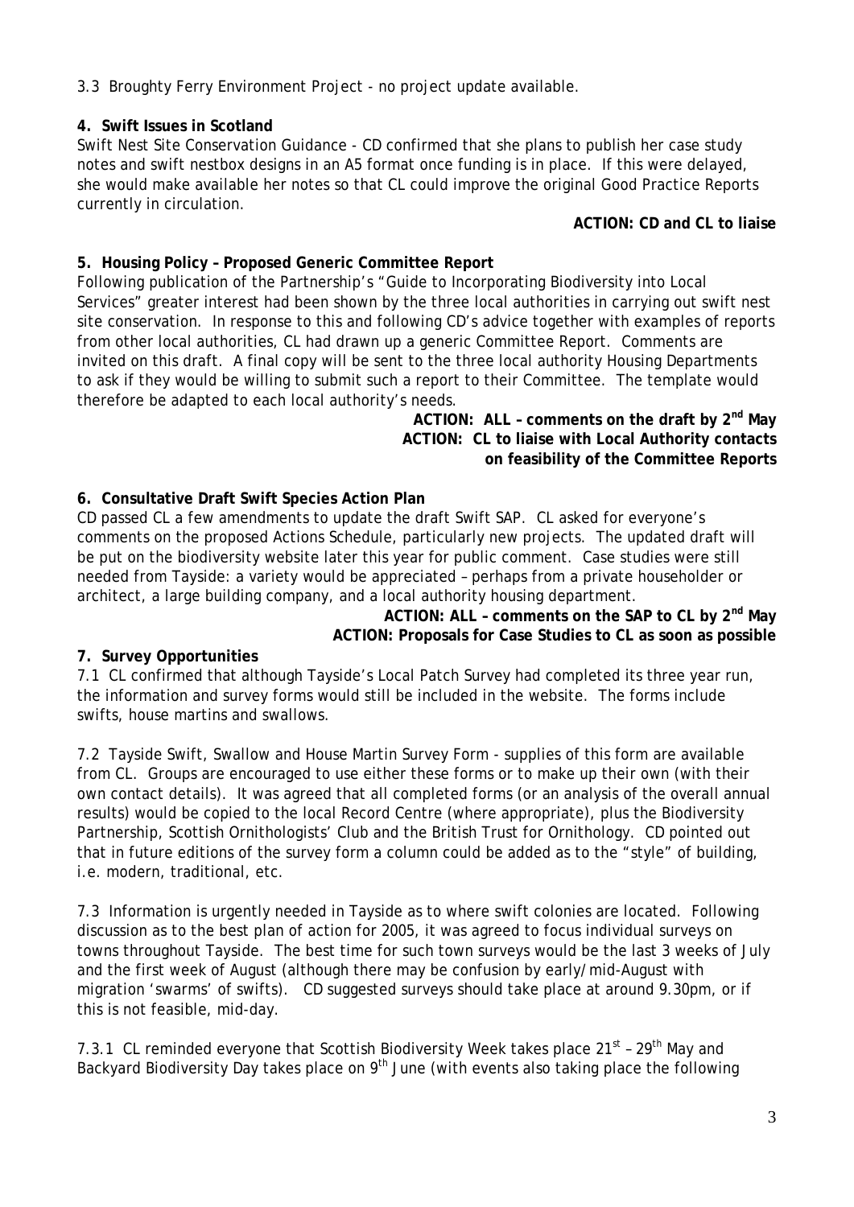3.3 Broughty Ferry Environment Project - no project update available.

**4. Swift Issues in Scotland**

Swift Nest Site Conservation Guidance - CD confirmed that she plans to publish her case study notes and swift nestbox designs in an A5 format once funding is in place. If this were delayed, she would make available her notes so that CL could improve the original Good Practice Reports currently in circulation.

**ACTION: CD and CL to liaise**

**5. Housing Policy – Proposed Generic Committee Report**

Following publication of the Partnership's "Guide to Incorporating Biodiversity into Local Services" greater interest had been shown by the three local authorities in carrying out swift nest site conservation. In response to this and following CD's advice together with examples of reports from other local authorities, CL had drawn up a generic Committee Report. Comments are invited on this draft. A final copy will be sent to the three local authority Housing Departments to ask if they would be willing to submit such a report to their Committee. The template would therefore be adapted to each local authority's needs.

**ACTION: ALL – comments on the draft by 2nd May**
**ACTION: CL to liaise with Local Authority contacts on feasibility of the Committee Reports**

**6. Consultative Draft Swift Species Action Plan**

CD passed CL a few amendments to update the draft Swift SAP. CL asked for everyone's comments on the proposed Actions Schedule, particularly new projects. The updated draft will be put on the biodiversity website later this year for public comment. Case studies were still needed from Tayside: a variety would be appreciated – perhaps from a private householder or architect, a large building company, and a local authority housing department.

**ACTION: ALL – comments on the SAP to CL by 2nd May**
**ACTION: Proposals for Case Studies to CL as soon as possible**

**7. Survey Opportunities**

7.1 CL confirmed that although Tayside's Local Patch Survey had completed its three year run, the information and survey forms would still be included in the website. The forms include swifts, house martins and swallows.

7.2 Tayside Swift, Swallow and House Martin Survey Form - supplies of this form are available from CL. Groups are encouraged to use either these forms or to make up their own (with their own contact details). It was agreed that all completed forms (or an analysis of the overall annual results) would be copied to the local Record Centre (where appropriate), plus the Biodiversity Partnership, Scottish Ornithologists' Club and the British Trust for Ornithology. CD pointed out that in future editions of the survey form a column could be added as to the "style" of building, i.e. modern, traditional, etc.

7.3 Information is urgently needed in Tayside as to where swift colonies are located. Following discussion as to the best plan of action for 2005, it was agreed to focus individual surveys on towns throughout Tayside. The best time for such town surveys would be the last 3 weeks of July and the first week of August (although there may be confusion by early/mid-August with migration 'swarms' of swifts). CD suggested surveys should take place at around 9.30pm, or if this is not feasible, mid-day.

7.3.1 CL reminded everyone that Scottish Biodiversity Week takes place 21st – 29th May and Backyard Biodiversity Day takes place on 9th June (with events also taking place the following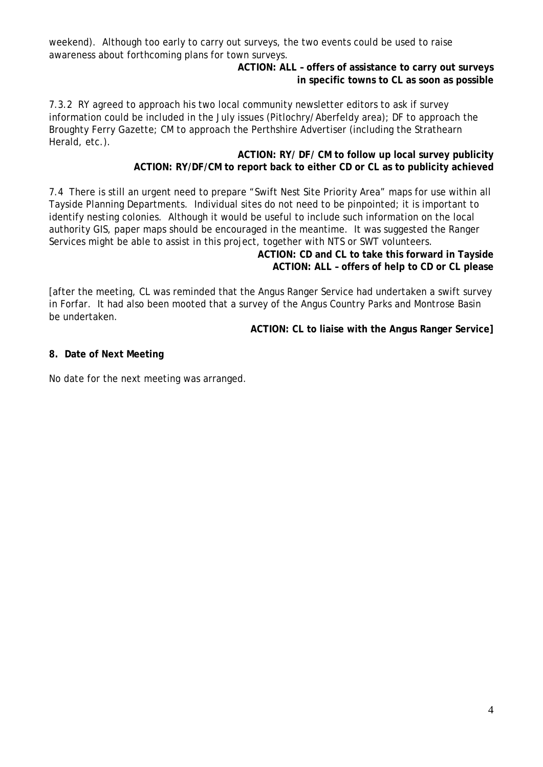weekend). Although too early to carry out surveys, the two events could be used to raise awareness about forthcoming plans for town surveys.

**ACTION: ALL – offers of assistance to carry out surveys in specific towns to CL as soon as possible**

7.3.2 RY agreed to approach his two local community newsletter editors to ask if survey information could be included in the July issues (Pitlochry/Aberfeldy area); DF to approach the Broughty Ferry Gazette; CM to approach the Perthshire Advertiser (including the Strathearn Herald, etc.).

**ACTION: RY/ DF/ CM to follow up local survey publicity**
**ACTION: RY/DF/CM to report back to either CD or CL as to publicity achieved**

7.4 There is still an urgent need to prepare "Swift Nest Site Priority Area" maps for use within all Tayside Planning Departments. Individual sites do not need to be pinpointed; it is important to identify nesting colonies. Although it would be useful to include such information on the local authority GIS, paper maps should be encouraged in the meantime. It was suggested the Ranger Services might be able to assist in this project, together with NTS or SWT volunteers.

**ACTION: CD and CL to take this forward in Tayside**
**ACTION: ALL – offers of help to CD or CL please**

[after the meeting, CL was reminded that the Angus Ranger Service had undertaken a swift survey in Forfar. It had also been mooted that a survey of the Angus Country Parks and Montrose Basin be undertaken.

**ACTION: CL to liaise with the Angus Ranger Service]**

**8. Date of Next Meeting**

No date for the next meeting was arranged.